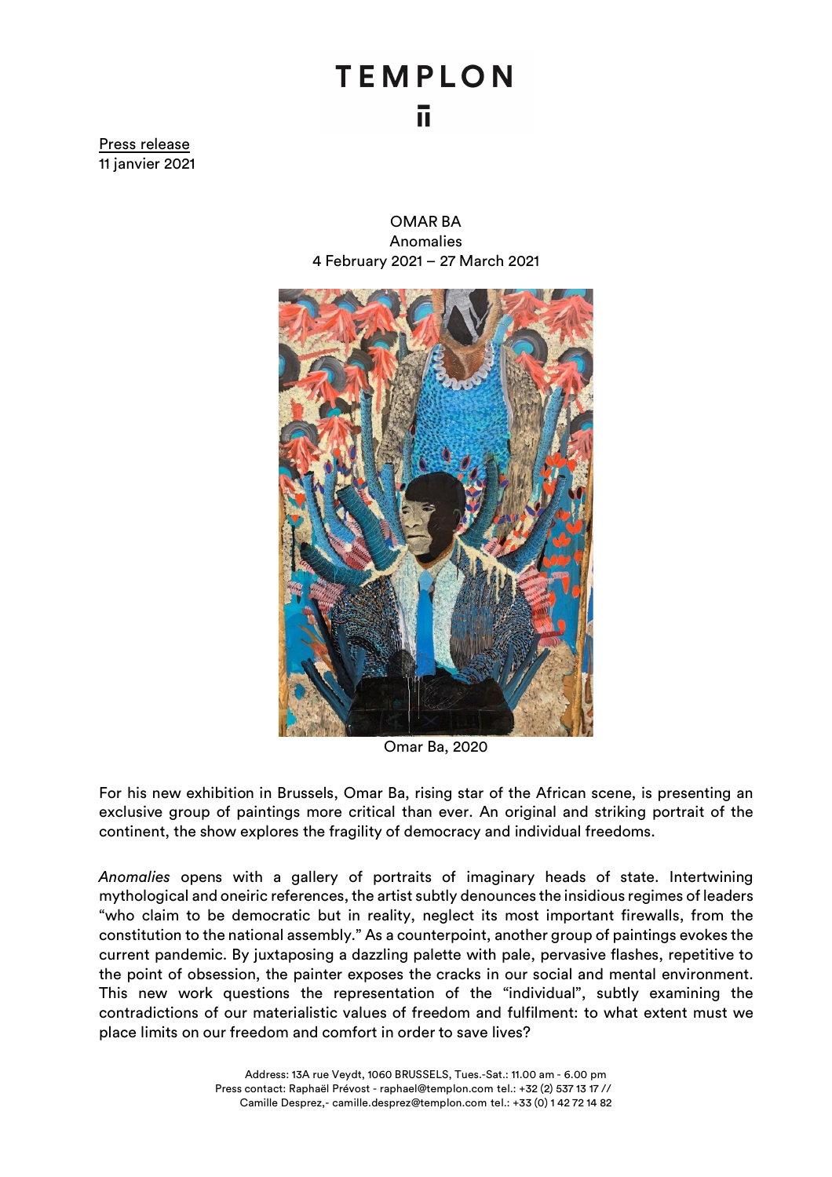TEMPLON

Press release
11 janvier 2021

OMAR BA
Anomalies
4 February 2021 – 27 March 2021

Omar Ba, 2020

For his new exhibition in Brussels, Omar Ba, rising star of the African scene, is presenting an exclusive group of paintings more critical than ever. An original and striking portrait of the continent, the show explores the fragility of democracy and individual freedoms.

*Anomalies* opens with a gallery of portraits of imaginary heads of state. Intertwining mythological and oneiric references, the artist subtly denounces the insidious regimes of leaders "who claim to be democratic but in reality, neglect its most important firewalls, from the constitution to the national assembly." As a counterpoint, another group of paintings evokes the current pandemic. By juxtaposing a dazzling palette with pale, pervasive flashes, repetitive to the point of obsession, the painter exposes the cracks in our social and mental environment. This new work questions the representation of the "individual", subtly examining the contradictions of our materialistic values of freedom and fulfilment: to what extent must we place limits on our freedom and comfort in order to save lives?

Address: 13A rue Veydt, 1060 BRUSSELS, Tues.-Sat.: 11.00 am - 6.00 pm
Press contact: Raphaël Prévost - raphael@templon.com tel.: +32 (2) 537 13 17 //
Camille Desprez,- camille.desprez@templon.com tel.: +33 (0) 1 42 72 14 82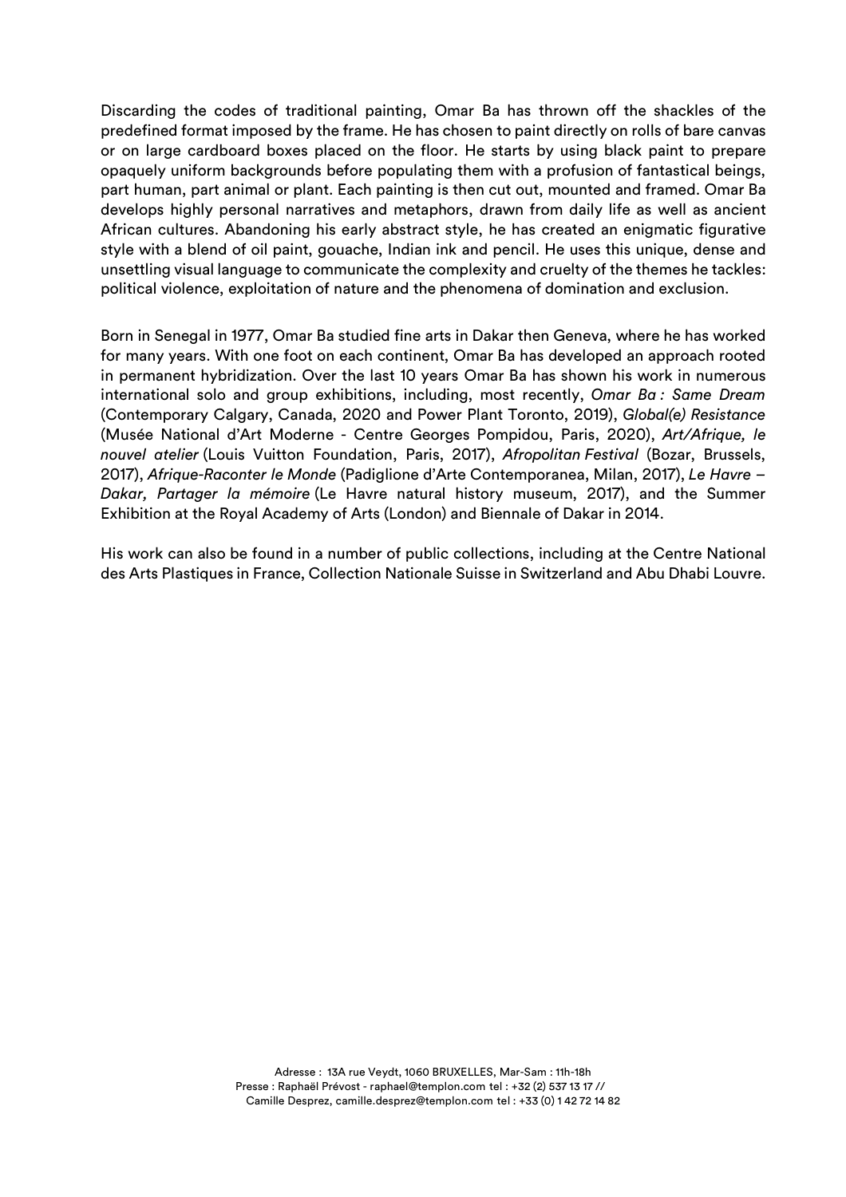Discarding the codes of traditional painting, Omar Ba has thrown off the shackles of the predefined format imposed by the frame. He has chosen to paint directly on rolls of bare canvas or on large cardboard boxes placed on the floor. He starts by using black paint to prepare opaquely uniform backgrounds before populating them with a profusion of fantastical beings, part human, part animal or plant. Each painting is then cut out, mounted and framed. Omar Ba develops highly personal narratives and metaphors, drawn from daily life as well as ancient African cultures. Abandoning his early abstract style, he has created an enigmatic figurative style with a blend of oil paint, gouache, Indian ink and pencil. He uses this unique, dense and unsettling visual language to communicate the complexity and cruelty of the themes he tackles: political violence, exploitation of nature and the phenomena of domination and exclusion.

Born in Senegal in 1977, Omar Ba studied fine arts in Dakar then Geneva, where he has worked for many years. With one foot on each continent, Omar Ba has developed an approach rooted in permanent hybridization. Over the last 10 years Omar Ba has shown his work in numerous international solo and group exhibitions, including, most recently, *Omar Ba : Same Dream* (Contemporary Calgary, Canada, 2020 and Power Plant Toronto, 2019), *Global(e) Resistance* (Musée National d'Art Moderne - Centre Georges Pompidou, Paris, 2020), *Art/Afrique, le nouvel atelier* (Louis Vuitton Foundation, Paris, 2017), *Afropolitan Festival* (Bozar, Brussels, 2017), *Afrique-Raconter le Monde* (Padiglione d'Arte Contemporanea, Milan, 2017), *Le Havre – Dakar, Partager la mémoire* (Le Havre natural history museum, 2017), and the Summer Exhibition at the Royal Academy of Arts (London) and Biennale of Dakar in 2014.

His work can also be found in a number of public collections, including at the Centre National des Arts Plastiques in France, Collection Nationale Suisse in Switzerland and Abu Dhabi Louvre.

Adresse : 13A rue Veydt, 1060 BRUXELLES, Mar-Sam : 11h-18h
Presse : Raphaël Prévost - raphael@templon.com tel : +32 (2) 537 13 17 //
Camille Desprez, camille.desprez@templon.com tel : +33 (0) 1 42 72 14 82